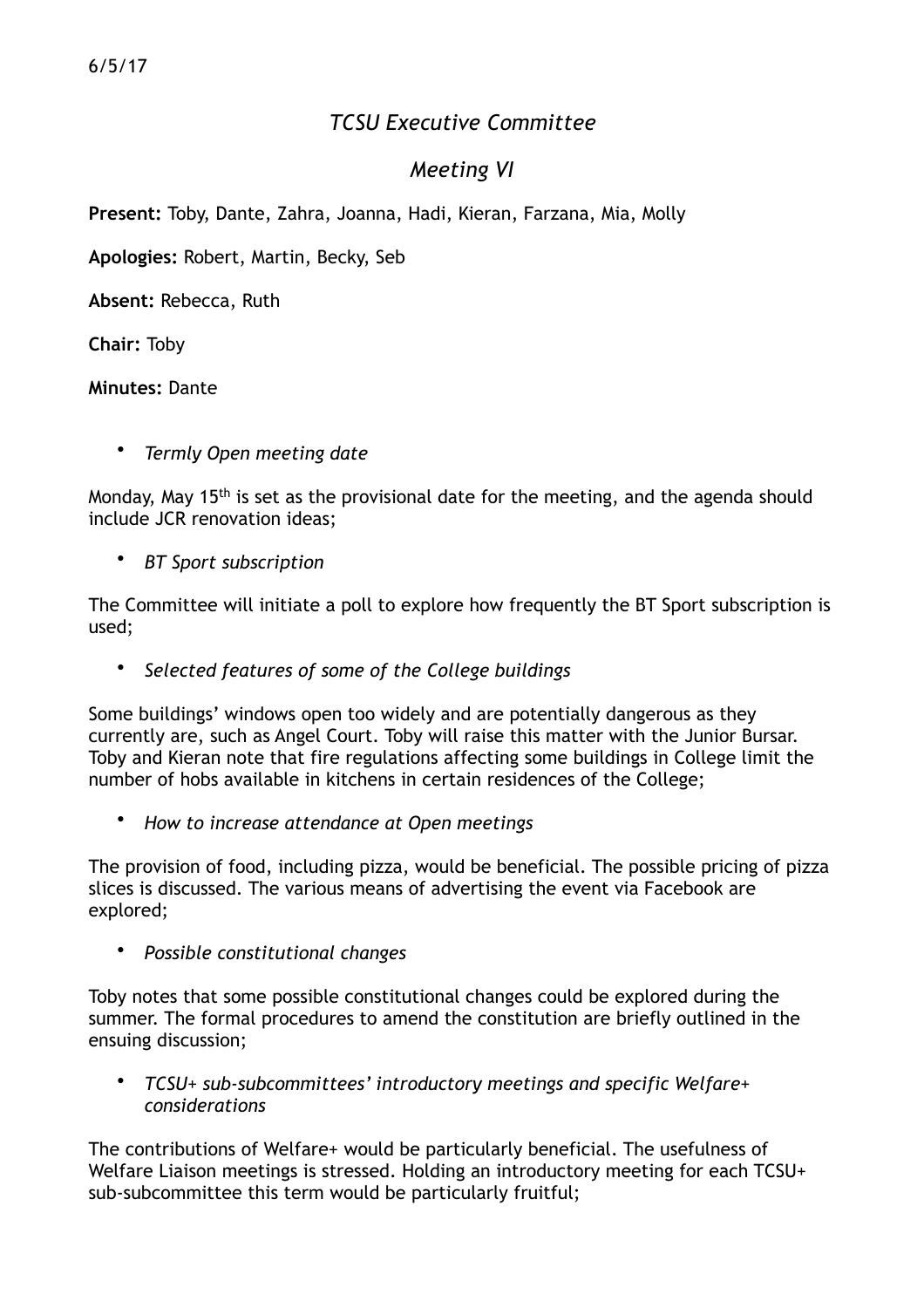6/5/17

# *TCSU Executive Committee*

## *Meeting VI*

**Present:** Toby, Dante, Zahra, Joanna, Hadi, Kieran, Farzana, Mia, Molly

**Apologies:** Robert, Martin, Becky, Seb

**Absent:** Rebecca, Ruth

**Chair:** Toby

**Minutes:** Dante

- *Termly Open meeting date*

Monday, May 15th is set as the provisional date for the meeting, and the agenda should include JCR renovation ideas;

- *BT Sport subscription*

The Committee will initiate a poll to explore how frequently the BT Sport subscription is used;

- *Selected features of some of the College buildings*

Some buildings' windows open too widely and are potentially dangerous as they currently are, such as Angel Court. Toby will raise this matter with the Junior Bursar. Toby and Kieran note that fire regulations affecting some buildings in College limit the number of hobs available in kitchens in certain residences of the College;

- *How to increase attendance at Open meetings*

The provision of food, including pizza, would be beneficial. The possible pricing of pizza slices is discussed. The various means of advertising the event via Facebook are explored;

- *Possible constitutional changes*

Toby notes that some possible constitutional changes could be explored during the summer. The formal procedures to amend the constitution are briefly outlined in the ensuing discussion;

- *TCSU+ sub-subcommittees' introductory meetings and specific Welfare+ considerations*

The contributions of Welfare+ would be particularly beneficial. The usefulness of Welfare Liaison meetings is stressed. Holding an introductory meeting for each TCSU+ sub-subcommittee this term would be particularly fruitful;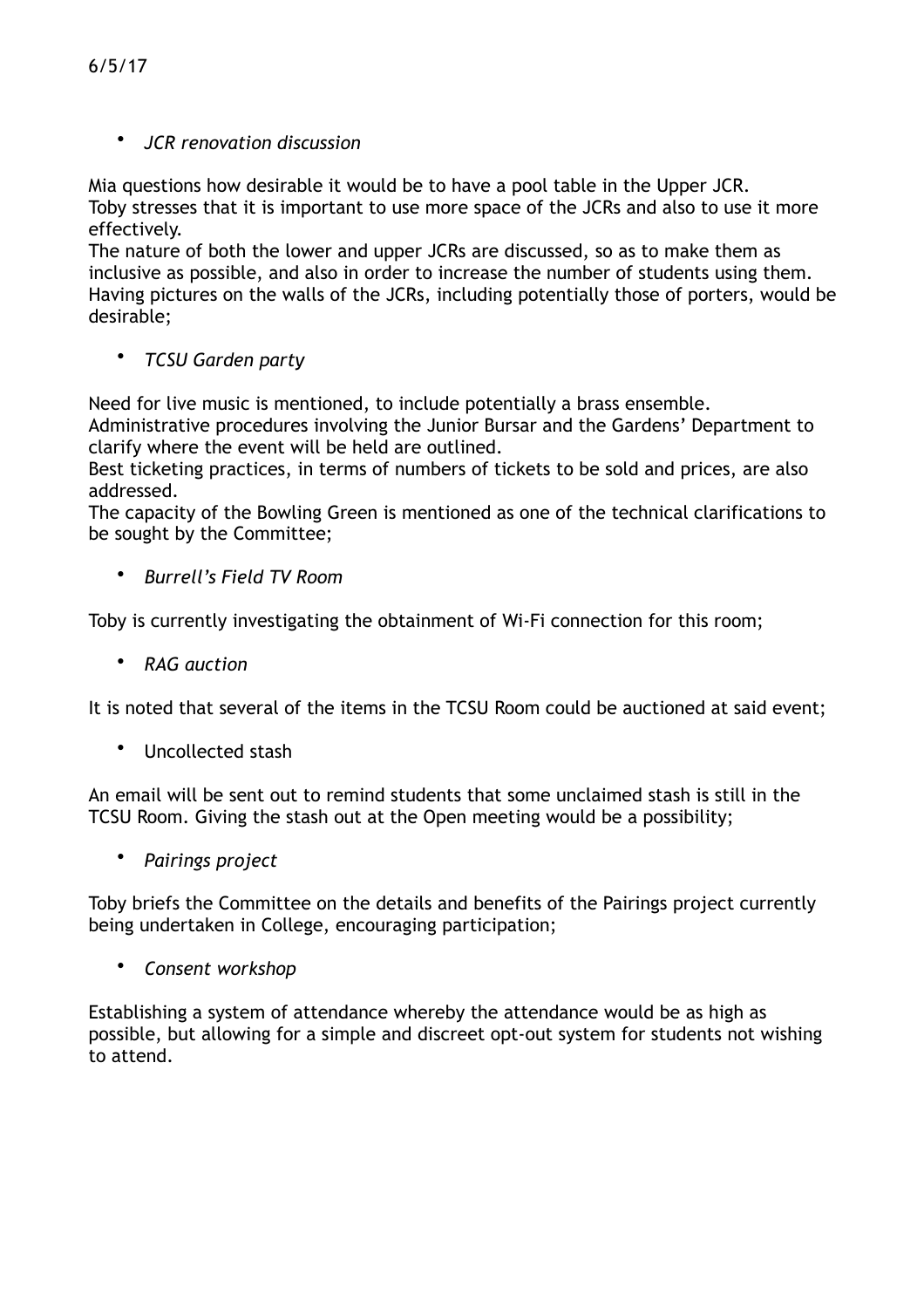6/5/17

- *JCR renovation discussion*

Mia questions how desirable it would be to have a pool table in the Upper JCR.
Toby stresses that it is important to use more space of the JCRs and also to use it more effectively.
The nature of both the lower and upper JCRs are discussed, so as to make them as inclusive as possible, and also in order to increase the number of students using them. Having pictures on the walls of the JCRs, including potentially those of porters, would be desirable;

- *TCSU Garden party*

Need for live music is mentioned, to include potentially a brass ensemble.
Administrative procedures involving the Junior Bursar and the Gardens' Department to clarify where the event will be held are outlined.
Best ticketing practices, in terms of numbers of tickets to be sold and prices, are also addressed.
The capacity of the Bowling Green is mentioned as one of the technical clarifications to be sought by the Committee;

- *Burrell's Field TV Room*

Toby is currently investigating the obtainment of Wi-Fi connection for this room;

- *RAG auction*

It is noted that several of the items in the TCSU Room could be auctioned at said event;

- Uncollected stash

An email will be sent out to remind students that some unclaimed stash is still in the TCSU Room. Giving the stash out at the Open meeting would be a possibility;

- *Pairings project*

Toby briefs the Committee on the details and benefits of the Pairings project currently being undertaken in College, encouraging participation;

- *Consent workshop*

Establishing a system of attendance whereby the attendance would be as high as possible, but allowing for a simple and discreet opt-out system for students not wishing to attend.